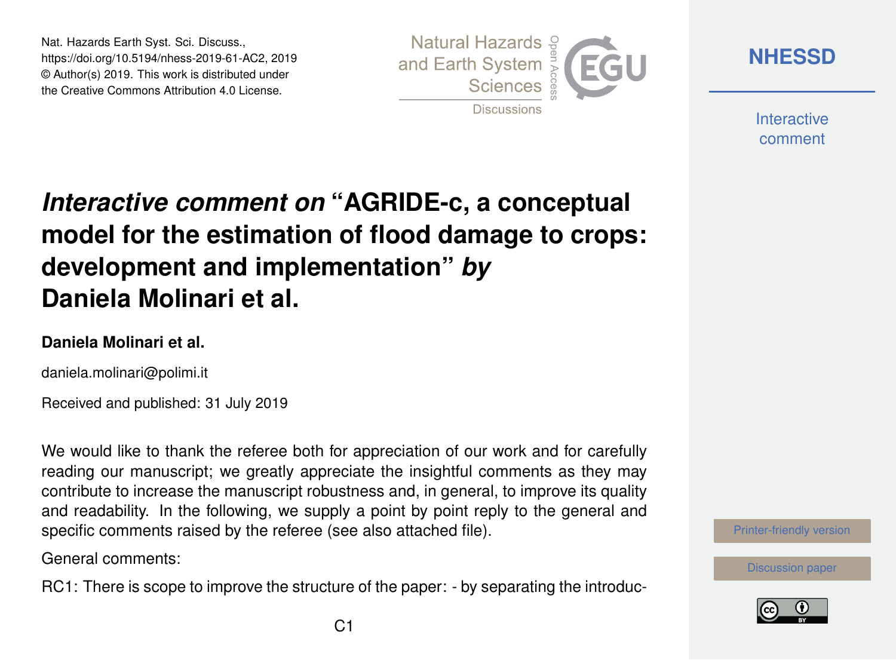Nat. Hazards Earth Syst. Sci. Discuss.,
https://doi.org/10.5194/nhess-2019-61-AC2, 2019
© Author(s) 2019. This work is distributed under
the Creative Commons Attribution 4.0 License.

# *Interactive comment on* "AGRIDE-c, a conceptual model for the estimation of flood damage to crops: development and implementation" *by* Daniela Molinari et al.

**Daniela Molinari et al.**

daniela.molinari@polimi.it

Received and published: 31 July 2019

We would like to thank the referee both for appreciation of our work and for carefully reading our manuscript; we greatly appreciate the insightful comments as they may contribute to increase the manuscript robustness and, in general, to improve its quality and readability. In the following, we supply a point by point reply to the general and specific comments raised by the referee (see also attached file).

General comments:

RC1: There is scope to improve the structure of the paper: - by separating the introduc-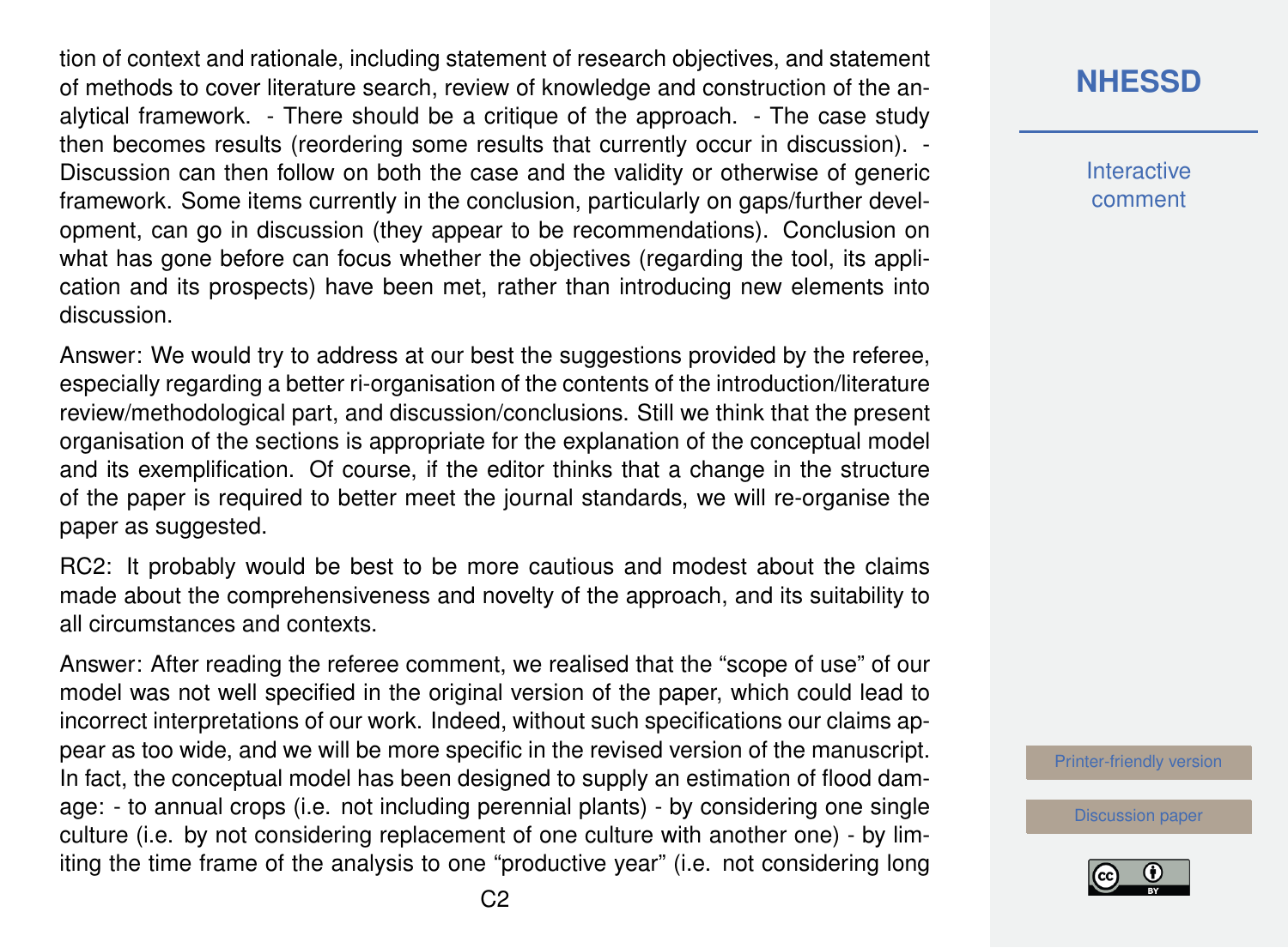tion of context and rationale, including statement of research objectives, and statement of methods to cover literature search, review of knowledge and construction of the analytical framework. - There should be a critique of the approach. - The case study then becomes results (reordering some results that currently occur in discussion). - Discussion can then follow on both the case and the validity or otherwise of generic framework. Some items currently in the conclusion, particularly on gaps/further development, can go in discussion (they appear to be recommendations). Conclusion on what has gone before can focus whether the objectives (regarding the tool, its application and its prospects) have been met, rather than introducing new elements into discussion.

Answer: We would try to address at our best the suggestions provided by the referee, especially regarding a better ri-organisation of the contents of the introduction/literature review/methodological part, and discussion/conclusions. Still we think that the present organisation of the sections is appropriate for the explanation of the conceptual model and its exemplification. Of course, if the editor thinks that a change in the structure of the paper is required to better meet the journal standards, we will re-organise the paper as suggested.

RC2: It probably would be best to be more cautious and modest about the claims made about the comprehensiveness and novelty of the approach, and its suitability to all circumstances and contexts.

Answer: After reading the referee comment, we realised that the "scope of use" of our model was not well specified in the original version of the paper, which could lead to incorrect interpretations of our work. Indeed, without such specifications our claims appear as too wide, and we will be more specific in the revised version of the manuscript. In fact, the conceptual model has been designed to supply an estimation of flood damage: - to annual crops (i.e. not including perennial plants) - by considering one single culture (i.e. by not considering replacement of one culture with another one) - by limiting the time frame of the analysis to one "productive year" (i.e. not considering long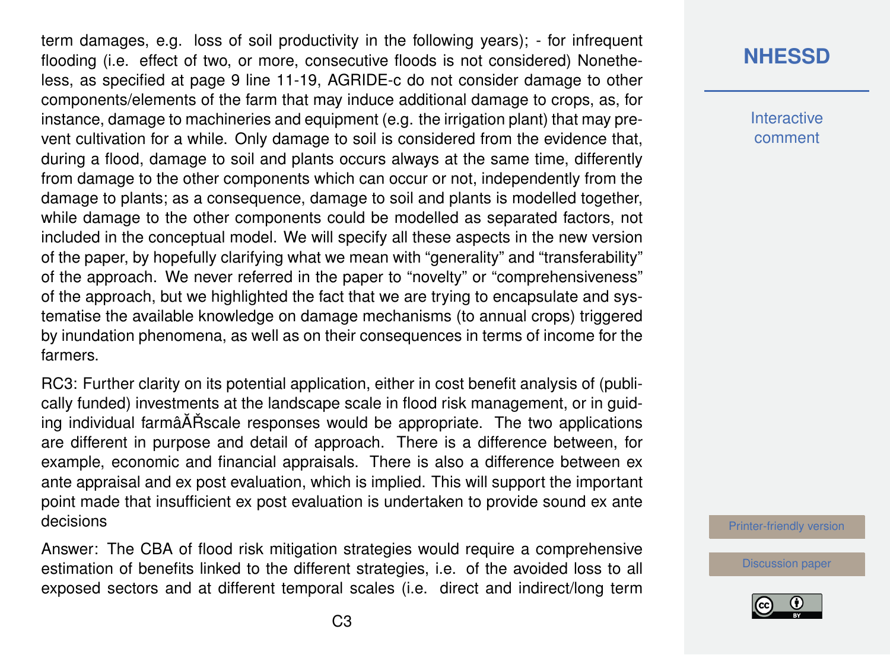term damages, e.g. loss of soil productivity in the following years); - for infrequent flooding (i.e. effect of two, or more, consecutive floods is not considered) Nonetheless, as specified at page 9 line 11-19, AGRIDE-c do not consider damage to other components/elements of the farm that may induce additional damage to crops, as, for instance, damage to machineries and equipment (e.g. the irrigation plant) that may prevent cultivation for a while. Only damage to soil is considered from the evidence that, during a flood, damage to soil and plants occurs always at the same time, differently from damage to the other components which can occur or not, independently from the damage to plants; as a consequence, damage to soil and plants is modelled together, while damage to the other components could be modelled as separated factors, not included in the conceptual model. We will specify all these aspects in the new version of the paper, by hopefully clarifying what we mean with "generality" and "transferability" of the approach. We never referred in the paper to "novelty" or "comprehensiveness" of the approach, but we highlighted the fact that we are trying to encapsulate and systematise the available knowledge on damage mechanisms (to annual crops) triggered by inundation phenomena, as well as on their consequences in terms of income for the farmers.

RC3: Further clarity on its potential application, either in cost benefit analysis of (publically funded) investments at the landscape scale in flood risk management, or in guiding individual farmâĂŘscale responses would be appropriate. The two applications are different in purpose and detail of approach. There is a difference between, for example, economic and financial appraisals. There is also a difference between ex ante appraisal and ex post evaluation, which is implied. This will support the important point made that insufficient ex post evaluation is undertaken to provide sound ex ante decisions

Answer: The CBA of flood risk mitigation strategies would require a comprehensive estimation of benefits linked to the different strategies, i.e. of the avoided loss to all exposed sectors and at different temporal scales (i.e. direct and indirect/long term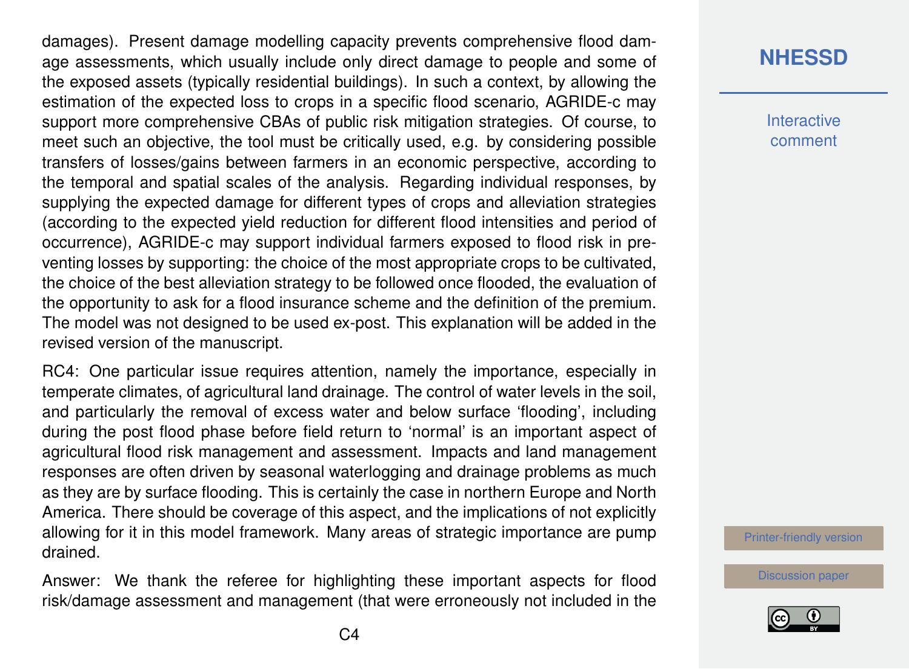damages). Present damage modelling capacity prevents comprehensive flood damage assessments, which usually include only direct damage to people and some of the exposed assets (typically residential buildings). In such a context, by allowing the estimation of the expected loss to crops in a specific flood scenario, AGRIDE-c may support more comprehensive CBAs of public risk mitigation strategies. Of course, to meet such an objective, the tool must be critically used, e.g. by considering possible transfers of losses/gains between farmers in an economic perspective, according to the temporal and spatial scales of the analysis. Regarding individual responses, by supplying the expected damage for different types of crops and alleviation strategies (according to the expected yield reduction for different flood intensities and period of occurrence), AGRIDE-c may support individual farmers exposed to flood risk in preventing losses by supporting: the choice of the most appropriate crops to be cultivated, the choice of the best alleviation strategy to be followed once flooded, the evaluation of the opportunity to ask for a flood insurance scheme and the definition of the premium. The model was not designed to be used ex-post. This explanation will be added in the revised version of the manuscript.

RC4: One particular issue requires attention, namely the importance, especially in temperate climates, of agricultural land drainage. The control of water levels in the soil, and particularly the removal of excess water and below surface 'flooding', including during the post flood phase before field return to 'normal' is an important aspect of agricultural flood risk management and assessment. Impacts and land management responses are often driven by seasonal waterlogging and drainage problems as much as they are by surface flooding. This is certainly the case in northern Europe and North America. There should be coverage of this aspect, and the implications of not explicitly allowing for it in this model framework. Many areas of strategic importance are pump drained.

Answer: We thank the referee for highlighting these important aspects for flood risk/damage assessment and management (that were erroneously not included in the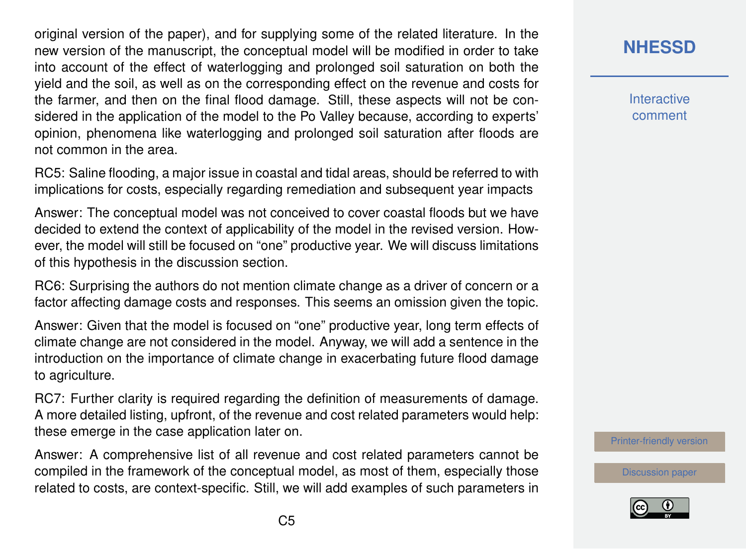original version of the paper), and for supplying some of the related literature. In the new version of the manuscript, the conceptual model will be modified in order to take into account of the effect of waterlogging and prolonged soil saturation on both the yield and the soil, as well as on the corresponding effect on the revenue and costs for the farmer, and then on the final flood damage. Still, these aspects will not be considered in the application of the model to the Po Valley because, according to experts' opinion, phenomena like waterlogging and prolonged soil saturation after floods are not common in the area.

RC5: Saline flooding, a major issue in coastal and tidal areas, should be referred to with implications for costs, especially regarding remediation and subsequent year impacts

Answer: The conceptual model was not conceived to cover coastal floods but we have decided to extend the context of applicability of the model in the revised version. However, the model will still be focused on "one" productive year. We will discuss limitations of this hypothesis in the discussion section.

RC6: Surprising the authors do not mention climate change as a driver of concern or a factor affecting damage costs and responses. This seems an omission given the topic.

Answer: Given that the model is focused on "one" productive year, long term effects of climate change are not considered in the model. Anyway, we will add a sentence in the introduction on the importance of climate change in exacerbating future flood damage to agriculture.

RC7: Further clarity is required regarding the definition of measurements of damage. A more detailed listing, upfront, of the revenue and cost related parameters would help: these emerge in the case application later on.

Answer: A comprehensive list of all revenue and cost related parameters cannot be compiled in the framework of the conceptual model, as most of them, especially those related to costs, are context-specific. Still, we will add examples of such parameters in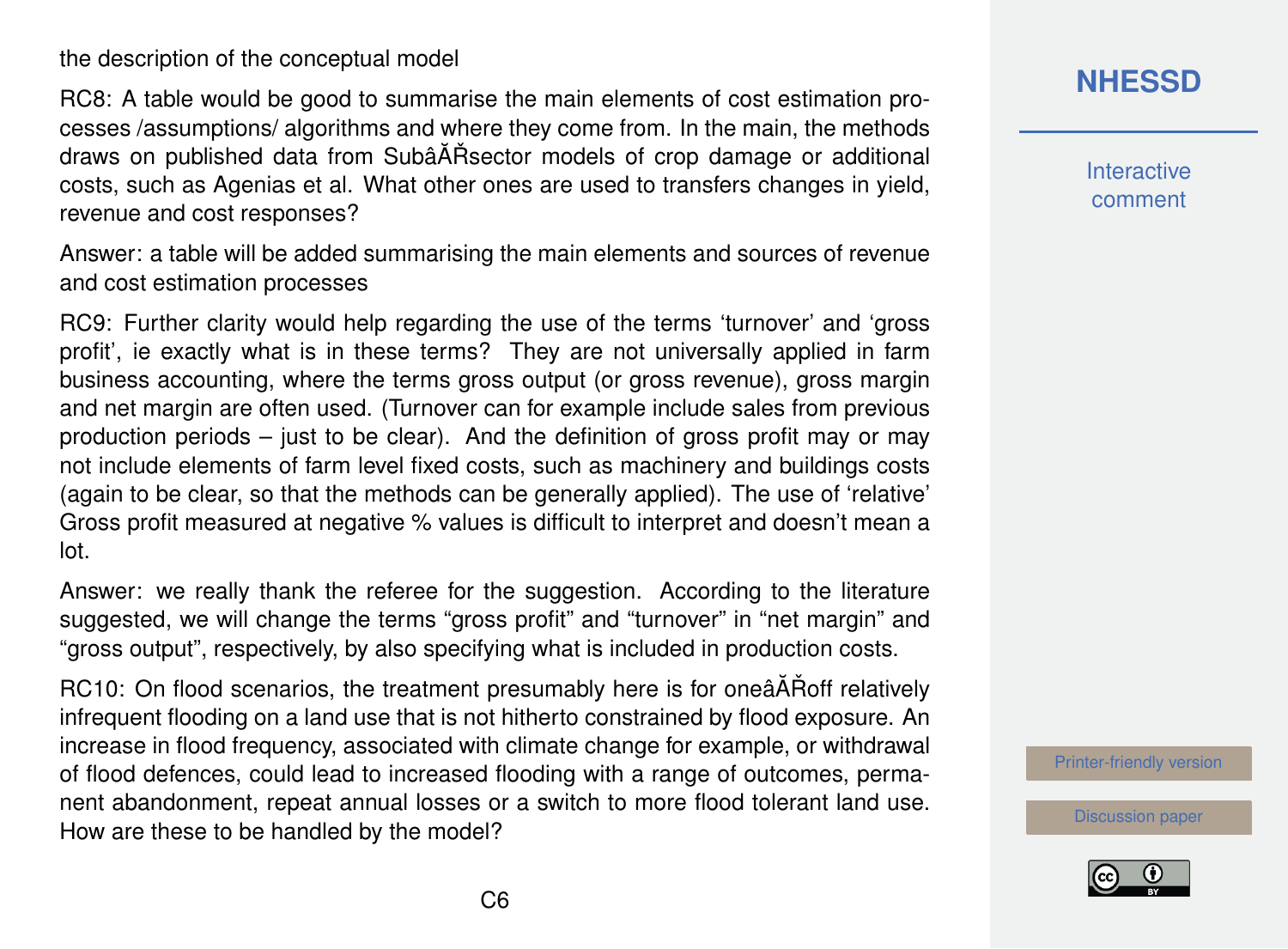the description of the conceptual model

RC8: A table would be good to summarise the main elements of cost estimation processes /assumptions/ algorithms and where they come from. In the main, the methods draws on published data from SubâĂŘsector models of crop damage or additional costs, such as Agenias et al. What other ones are used to transfers changes in yield, revenue and cost responses?

Answer: a table will be added summarising the main elements and sources of revenue and cost estimation processes

RC9: Further clarity would help regarding the use of the terms 'turnover' and 'gross profit', ie exactly what is in these terms? They are not universally applied in farm business accounting, where the terms gross output (or gross revenue), gross margin and net margin are often used. (Turnover can for example include sales from previous production periods – just to be clear). And the definition of gross profit may or may not include elements of farm level fixed costs, such as machinery and buildings costs (again to be clear, so that the methods can be generally applied). The use of 'relative' Gross profit measured at negative % values is difficult to interpret and doesn't mean a lot.

Answer: we really thank the referee for the suggestion. According to the literature suggested, we will change the terms "gross profit" and "turnover" in "net margin" and "gross output", respectively, by also specifying what is included in production costs.

RC10: On flood scenarios, the treatment presumably here is for oneâĂŘoff relatively infrequent flooding on a land use that is not hitherto constrained by flood exposure. An increase in flood frequency, associated with climate change for example, or withdrawal of flood defences, could lead to increased flooding with a range of outcomes, permanent abandonment, repeat annual losses or a switch to more flood tolerant land use. How are these to be handled by the model?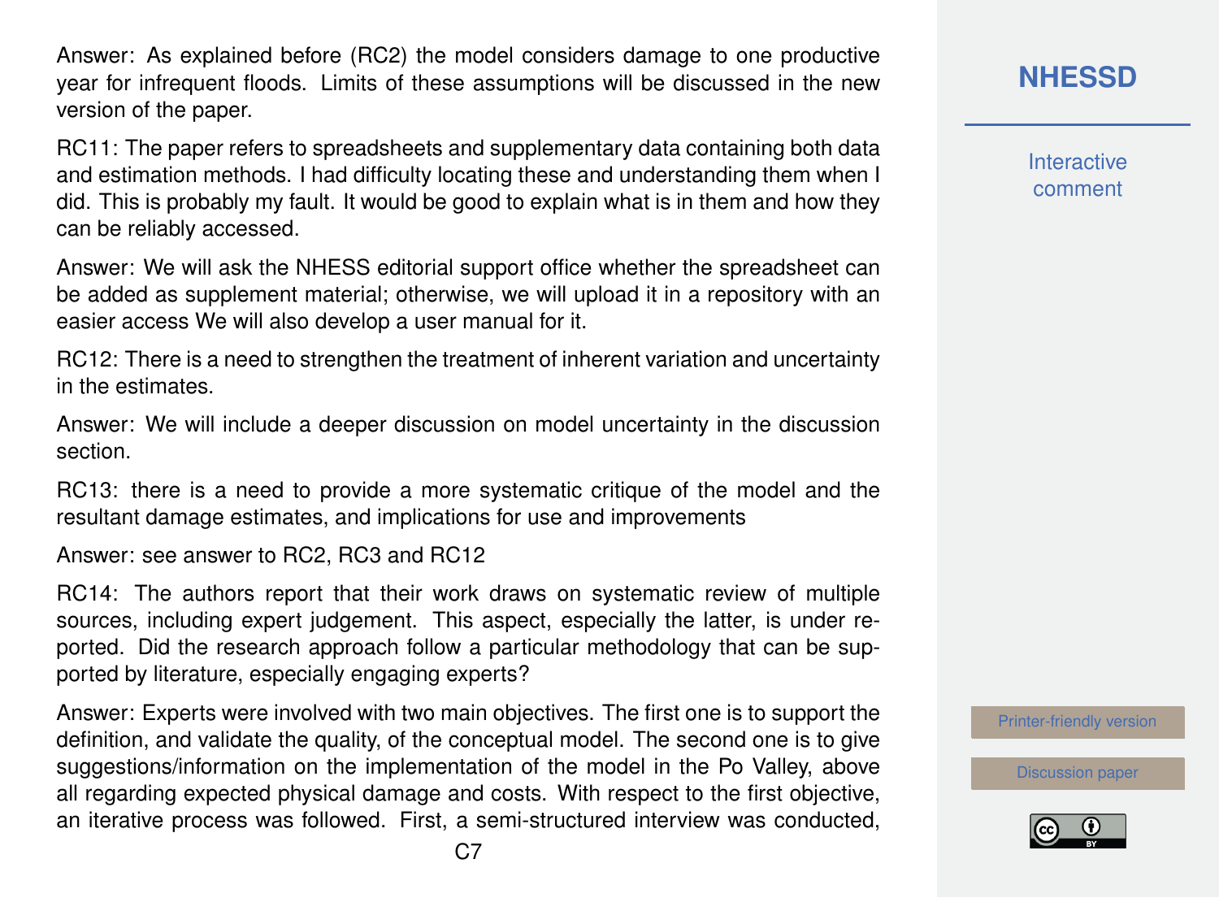Answer: As explained before (RC2) the model considers damage to one productive year for infrequent floods. Limits of these assumptions will be discussed in the new version of the paper.

RC11: The paper refers to spreadsheets and supplementary data containing both data and estimation methods. I had difficulty locating these and understanding them when I did. This is probably my fault. It would be good to explain what is in them and how they can be reliably accessed.

Answer: We will ask the NHESS editorial support office whether the spreadsheet can be added as supplement material; otherwise, we will upload it in a repository with an easier access We will also develop a user manual for it.

RC12: There is a need to strengthen the treatment of inherent variation and uncertainty in the estimates.

Answer: We will include a deeper discussion on model uncertainty in the discussion section.

RC13: there is a need to provide a more systematic critique of the model and the resultant damage estimates, and implications for use and improvements

Answer: see answer to RC2, RC3 and RC12

RC14: The authors report that their work draws on systematic review of multiple sources, including expert judgement. This aspect, especially the latter, is under reported. Did the research approach follow a particular methodology that can be supported by literature, especially engaging experts?

Answer: Experts were involved with two main objectives. The first one is to support the definition, and validate the quality, of the conceptual model. The second one is to give suggestions/information on the implementation of the model in the Po Valley, above all regarding expected physical damage and costs. With respect to the first objective, an iterative process was followed. First, a semi-structured interview was conducted,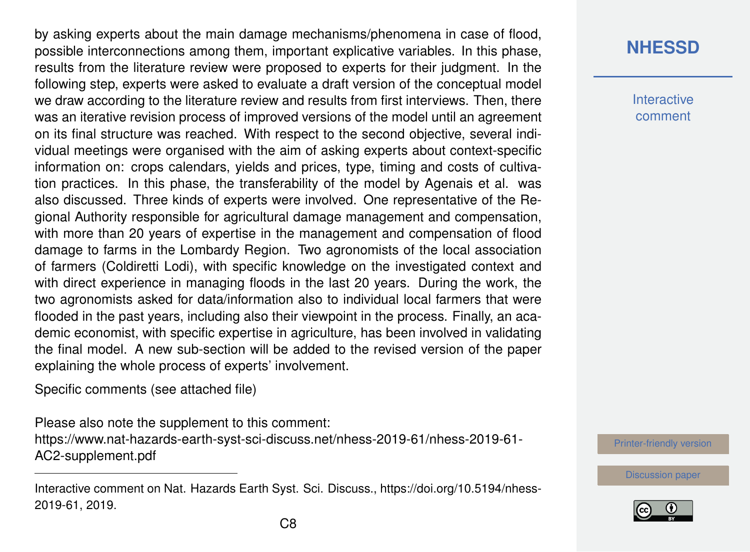by asking experts about the main damage mechanisms/phenomena in case of flood, possible interconnections among them, important explicative variables. In this phase, results from the literature review were proposed to experts for their judgment. In the following step, experts were asked to evaluate a draft version of the conceptual model we draw according to the literature review and results from first interviews. Then, there was an iterative revision process of improved versions of the model until an agreement on its final structure was reached. With respect to the second objective, several individual meetings were organised with the aim of asking experts about context-specific information on: crops calendars, yields and prices, type, timing and costs of cultivation practices. In this phase, the transferability of the model by Agenais et al. was also discussed. Three kinds of experts were involved. One representative of the Regional Authority responsible for agricultural damage management and compensation, with more than 20 years of expertise in the management and compensation of flood damage to farms in the Lombardy Region. Two agronomists of the local association of farmers (Coldiretti Lodi), with specific knowledge on the investigated context and with direct experience in managing floods in the last 20 years. During the work, the two agronomists asked for data/information also to individual local farmers that were flooded in the past years, including also their viewpoint in the process. Finally, an academic economist, with specific expertise in agriculture, has been involved in validating the final model. A new sub-section will be added to the revised version of the paper explaining the whole process of experts' involvement.

Specific comments (see attached file)

Please also note the supplement to this comment:
https://www.nat-hazards-earth-syst-sci-discuss.net/nhess-2019-61/nhess-2019-61-AC2-supplement.pdf

Interactive comment on Nat. Hazards Earth Syst. Sci. Discuss., https://doi.org/10.5194/nhess-2019-61, 2019.